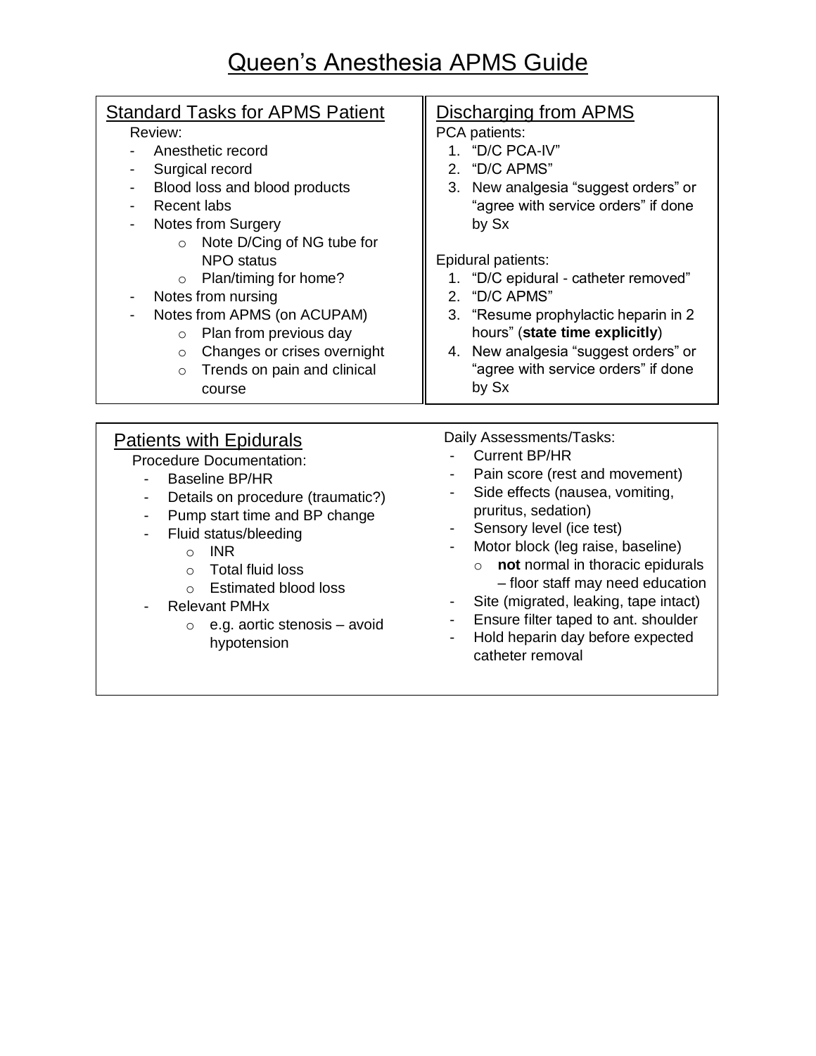# Queen's Anesthesia APMS Guide

## Standard Tasks for APMS Patient

Review:

- Anesthetic record
- Surgical record
- Blood loss and blood products
- Recent labs
- Notes from Surgery
  - Note D/Cing of NG tube for NPO status
  - Plan/timing for home?
- Notes from nursing
- Notes from APMS (on ACUPAM)
  - Plan from previous day
  - Changes or crises overnight
  - Trends on pain and clinical course

## Discharging from APMS

PCA patients:

1. "D/C PCA-IV"
2. "D/C APMS"
3. New analgesia "suggest orders" or "agree with service orders" if done by Sx

Epidural patients:

1. "D/C epidural - catheter removed"
2. "D/C APMS"
3. "Resume prophylactic heparin in 2 hours" (**state time explicitly**)
4. New analgesia "suggest orders" or "agree with service orders" if done by Sx

## Patients with Epidurals

Procedure Documentation:

- Baseline BP/HR
- Details on procedure (traumatic?)
- Pump start time and BP change
- Fluid status/bleeding
  - INR
  - Total fluid loss
  - Estimated blood loss
- Relevant PMHx
  - e.g. aortic stenosis – avoid hypotension

Daily Assessments/Tasks:

- Current BP/HR
- Pain score (rest and movement)
- Side effects (nausea, vomiting, pruritus, sedation)
- Sensory level (ice test)
- Motor block (leg raise, baseline)
  - **not** normal in thoracic epidurals – floor staff may need education
- Site (migrated, leaking, tape intact)
- Ensure filter taped to ant. shoulder
- Hold heparin day before expected catheter removal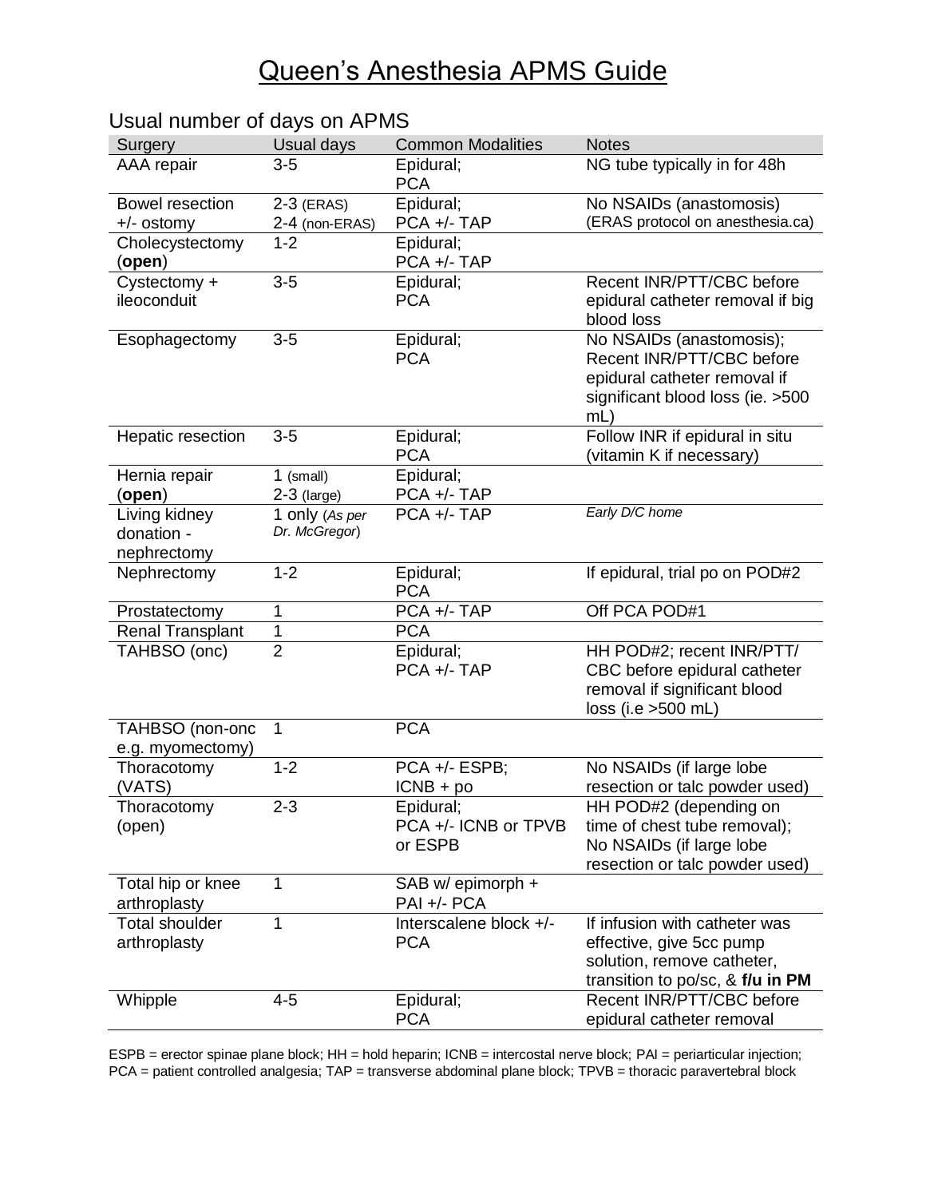# Queen's Anesthesia APMS Guide

## Usual number of days on APMS

| Surgery | Usual days | Common Modalities | Notes |
|---|---|---|---|
| AAA repair | 3-5 | Epidural; PCA | NG tube typically in for 48h |
| Bowel resection +/- ostomy | 2-3 (ERAS) 2-4 (non-ERAS) | Epidural; PCA +/- TAP | No NSAIDs (anastomosis) (ERAS protocol on anesthesia.ca) |
| Cholecystectomy (**open**) | 1-2 | Epidural; PCA +/- TAP | |
| Cystectomy + ileoconduit | 3-5 | Epidural; PCA | Recent INR/PTT/CBC before epidural catheter removal if big blood loss |
| Esophagectomy | 3-5 | Epidural; PCA | No NSAIDs (anastomosis); Recent INR/PTT/CBC before epidural catheter removal if significant blood loss (ie. >500 mL) |
| Hepatic resection | 3-5 | Epidural; PCA | Follow INR if epidural in situ (vitamin K if necessary) |
| Hernia repair (**open**) | 1 (small) 2-3 (large) | Epidural; PCA +/- TAP | |
| Living kidney donation - nephrectomy | 1 only (*As per Dr. McGregor*) | PCA +/- TAP | *Early D/C home* |
| Nephrectomy | 1-2 | Epidural; PCA | If epidural, trial po on POD#2 |
| Prostatectomy | 1 | PCA +/- TAP | Off PCA POD#1 |
| Renal Transplant | 1 | PCA | |
| TAHBSO (onc) | 2 | Epidural; PCA +/- TAP | HH POD#2; recent INR/PTT/ CBC before epidural catheter removal if significant blood loss (i.e >500 mL) |
| TAHBSO (non-onc e.g. myomectomy) | 1 | PCA | |
| Thoracotomy (VATS) | 1-2 | PCA +/- ESPB; ICNB + po | No NSAIDs (if large lobe resection or talc powder used) |
| Thoracotomy (open) | 2-3 | Epidural; PCA +/- ICNB or TPVB or ESPB | HH POD#2 (depending on time of chest tube removal); No NSAIDs (if large lobe resection or talc powder used) |
| Total hip or knee arthroplasty | 1 | SAB w/ epimorph + PAI +/- PCA | |
| Total shoulder arthroplasty | 1 | Interscalene block +/- PCA | If infusion with catheter was effective, give 5cc pump solution, remove catheter, transition to po/sc, & **f/u in PM** |
| Whipple | 4-5 | Epidural; PCA | Recent INR/PTT/CBC before epidural catheter removal |

ESPB = erector spinae plane block; HH = hold heparin; ICNB = intercostal nerve block; PAI = periarticular injection; PCA = patient controlled analgesia; TAP = transverse abdominal plane block; TPVB = thoracic paravertebral block